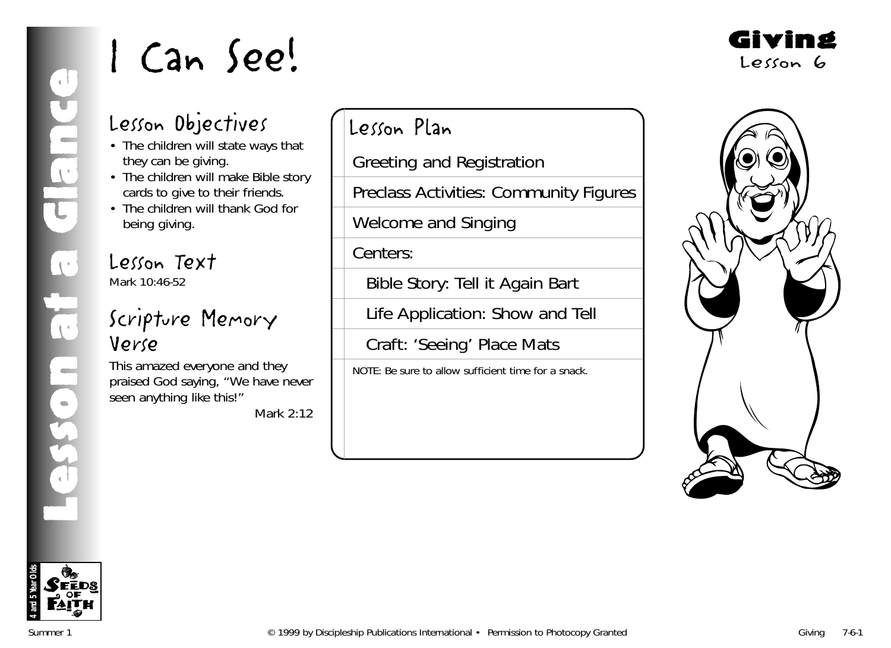# I Can See!

**Giving**
Lesson 6

## Lesson Objectives

- The children will state ways that they can be giving.
- The children will make Bible story cards to give to their friends.
- The children will thank God for being giving.

## Lesson Text

Mark 10:46-52

## Scripture Memory Verse

This amazed everyone and they praised God saying, "We have never seen anything like this!"

Mark 2:12

## Lesson Plan

- Greeting and Registration
- Preclass Activities: Community Figures
- Welcome and Singing
- Centers:
  - Bible Story: Tell it Again Bart
  - Life Application: Show and Tell
  - Craft: 'Seeing' Place Mats

NOTE: Be sure to allow sufficient time for a snack.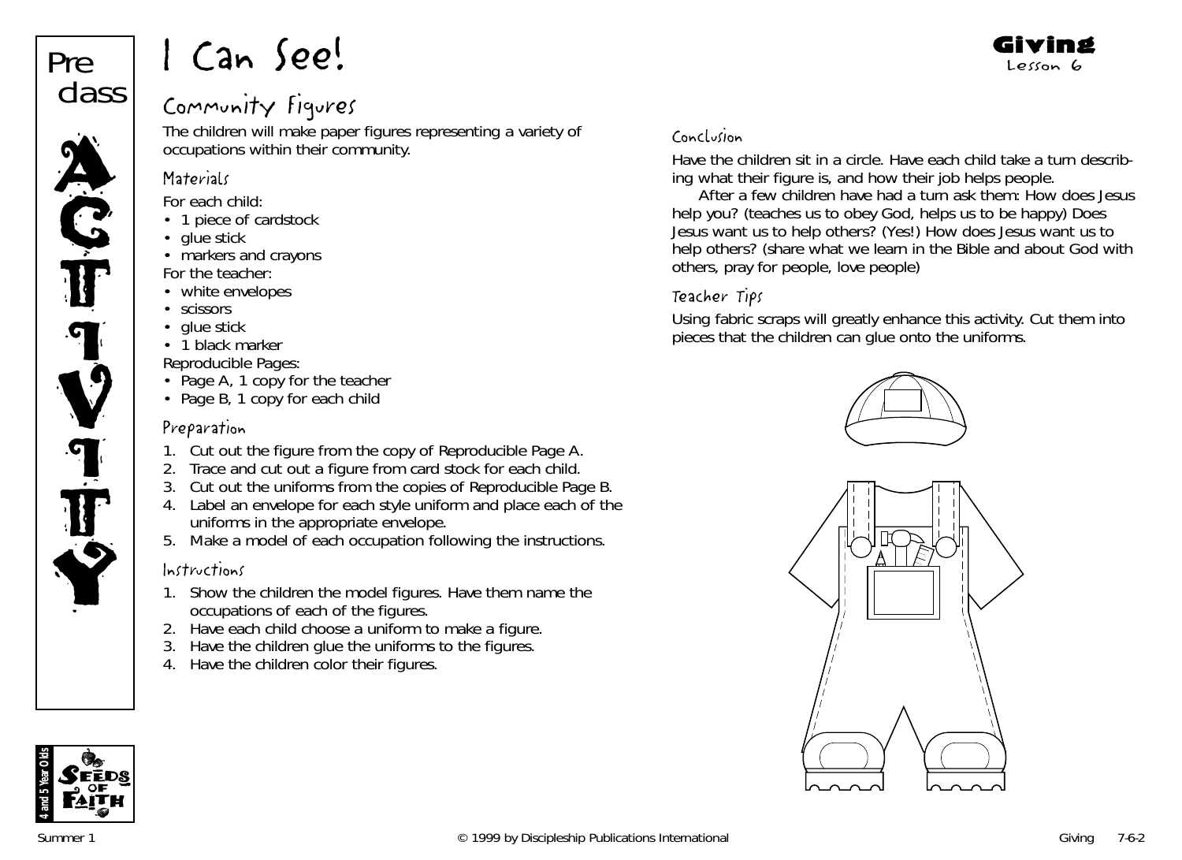# I Can See!

**Giving**
Lesson 6

## Community Figures

The children will make paper figures representing a variety of occupations within their community.

### Materials

For each child:
- 1 piece of cardstock
- glue stick
- markers and crayons

For the teacher:
- white envelopes
- scissors
- glue stick
- 1 black marker

Reproducible Pages:
- Page A, 1 copy for the teacher
- Page B, 1 copy for each child

### Preparation

1. Cut out the figure from the copy of Reproducible Page A.
2. Trace and cut out a figure from card stock for each child.
3. Cut out the uniforms from the copies of Reproducible Page B.
4. Label an envelope for each style uniform and place each of the uniforms in the appropriate envelope.
5. Make a model of each occupation following the instructions.

### Instructions

1. Show the children the model figures. Have them name the occupations of each of the figures.
2. Have each child choose a uniform to make a figure.
3. Have the children glue the uniforms to the figures.
4. Have the children color their figures.

### Conclusion

Have the children sit in a circle. Have each child take a turn describing what their figure is, and how their job helps people.

After a few children have had a turn ask them: How does Jesus help you? (teaches us to obey God, helps us to be happy) Does Jesus want us to help others? (Yes!) How does Jesus want us to help others? (share what we learn in the Bible and about God with others, pray for people, love people)

### Teacher Tips

Using fabric scraps will greatly enhance this activity. Cut them into pieces that the children can glue onto the uniforms.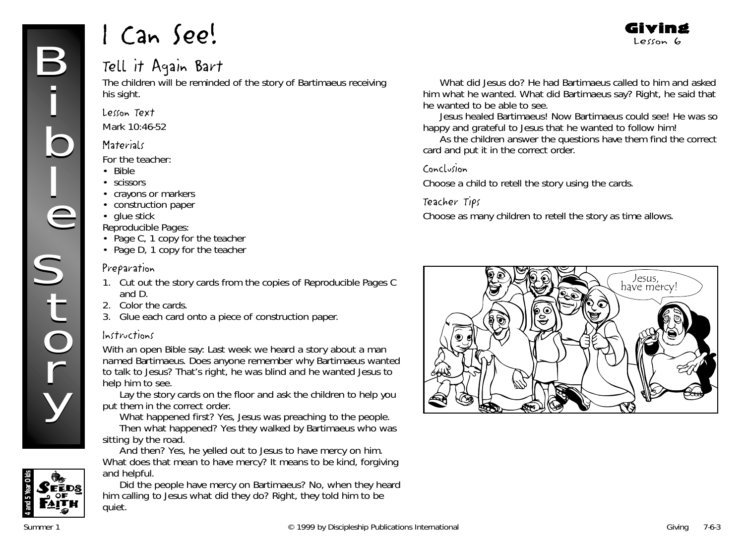# I Can See!

**Giving**
Lesson 6

## Tell it Again Bart

The children will be reminded of the story of Bartimaeus receiving his sight.

### Lesson Text

Mark 10:46-52

### Materials

For the teacher:

- Bible
- scissors
- crayons or markers
- construction paper
- glue stick

Reproducible Pages:

- Page C, 1 copy for the teacher
- Page D, 1 copy for the teacher

### Preparation

1. Cut out the story cards from the copies of Reproducible Pages C and D.
2. Color the cards.
3. Glue each card onto a piece of construction paper.

### Instructions

With an open Bible say: Last week we heard a story about a man named Bartimaeus. Does anyone remember why Bartimaeus wanted to talk to Jesus? That's right, he was blind and he wanted Jesus to help him to see.

Lay the story cards on the floor and ask the children to help you put them in the correct order.

What happened first? Yes, Jesus was preaching to the people.

Then what happened? Yes they walked by Bartimaeus who was sitting by the road.

And then? Yes, he yelled out to Jesus to have mercy on him. What does that mean to have mercy? It means to be kind, forgiving and helpful.

Did the people have mercy on Bartimaeus? No, when they heard him calling to Jesus what did they do? Right, they told him to be quiet.

What did Jesus do? He had Bartimaeus called to him and asked him what he wanted. What did Bartimaeus say? Right, he said that he wanted to be able to see.

Jesus healed Bartimaeus! Now Bartimaeus could see! He was so happy and grateful to Jesus that he wanted to follow him!

As the children answer the questions have them find the correct card and put it in the correct order.

### Conclusion

Choose a child to retell the story using the cards.

### Teacher Tips

Choose as many children to retell the story as time allows.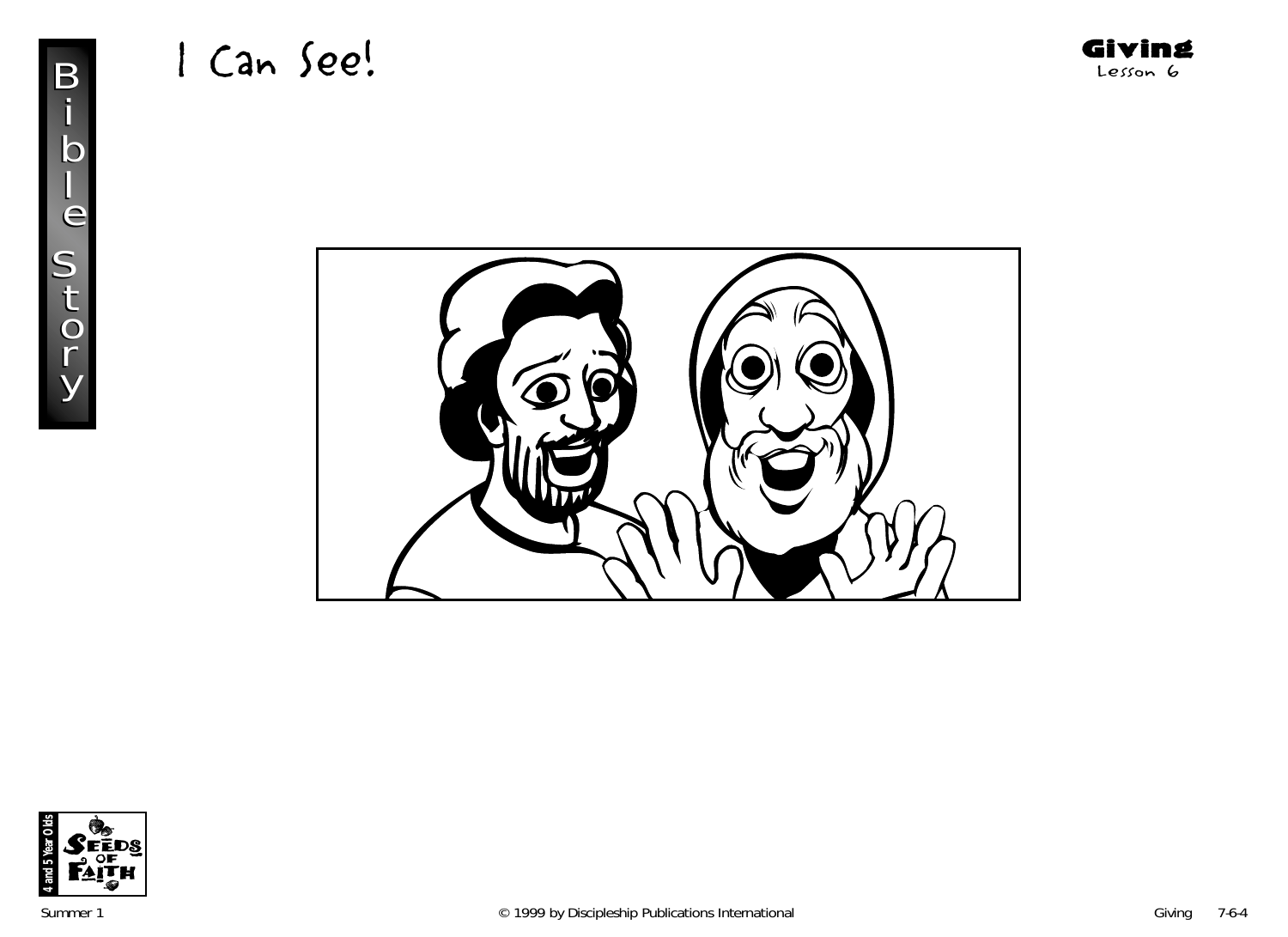# I Can See!

**Giving**
Lesson 6

Bible Story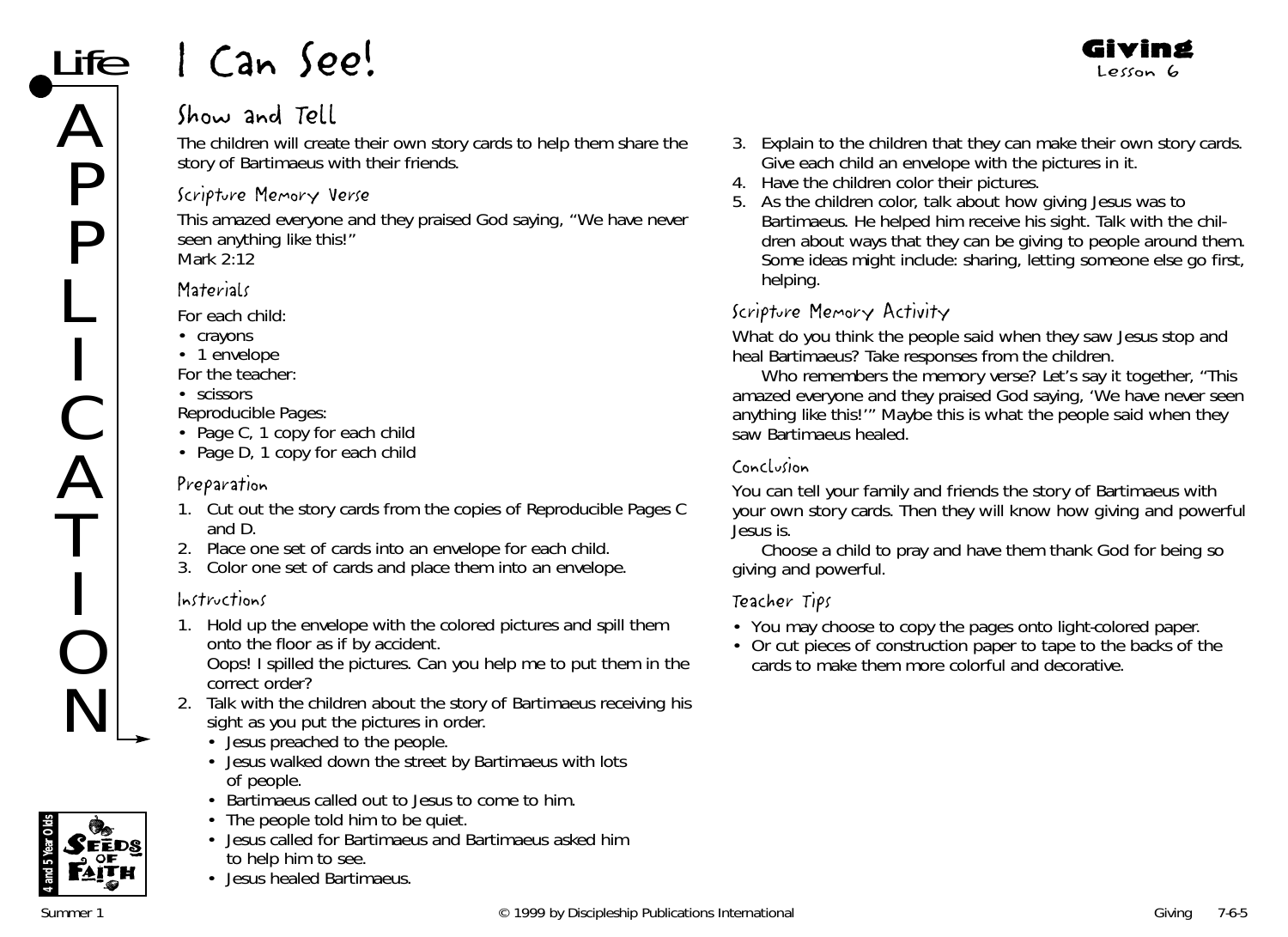# I Can See!

**Giving**
Lesson 6

## Show and Tell

The children will create their own story cards to help them share the story of Bartimaeus with their friends.

### Scripture Memory Verse

This amazed everyone and they praised God saying, "We have never seen anything like this!"
Mark 2:12

### Materials

For each child:
- crayons
- 1 envelope

For the teacher:
- scissors

Reproducible Pages:
- Page C, 1 copy for each child
- Page D, 1 copy for each child

### Preparation

1. Cut out the story cards from the copies of Reproducible Pages C and D.
2. Place one set of cards into an envelope for each child.
3. Color one set of cards and place them into an envelope.

### Instructions

1. Hold up the envelope with the colored pictures and spill them onto the floor as if by accident.
   Oops! I spilled the pictures. Can you help me to put them in the correct order?
2. Talk with the children about the story of Bartimaeus receiving his sight as you put the pictures in order.
   - Jesus preached to the people.
   - Jesus walked down the street by Bartimaeus with lots of people.
   - Bartimaeus called out to Jesus to come to him.
   - The people told him to be quiet.
   - Jesus called for Bartimaeus and Bartimaeus asked him to help him to see.
   - Jesus healed Bartimaeus.
3. Explain to the children that they can make their own story cards. Give each child an envelope with the pictures in it.
4. Have the children color their pictures.
5. As the children color, talk about how giving Jesus was to Bartimaeus. He helped him receive his sight. Talk with the children about ways that they can be giving to people around them. Some ideas might include: sharing, letting someone else go first, helping.

### Scripture Memory Activity

What do you think the people said when they saw Jesus stop and heal Bartimaeus? Take responses from the children.

Who remembers the memory verse? Let's say it together, "This amazed everyone and they praised God saying, 'We have never seen anything like this!'" Maybe this is what the people said when they saw Bartimaeus healed.

### Conclusion

You can tell your family and friends the story of Bartimaeus with your own story cards. Then they will know how giving and powerful Jesus is.

Choose a child to pray and have them thank God for being so giving and powerful.

### Teacher Tips

- You may choose to copy the pages onto light-colored paper.
- Or cut pieces of construction paper to tape to the backs of the cards to make them more colorful and decorative.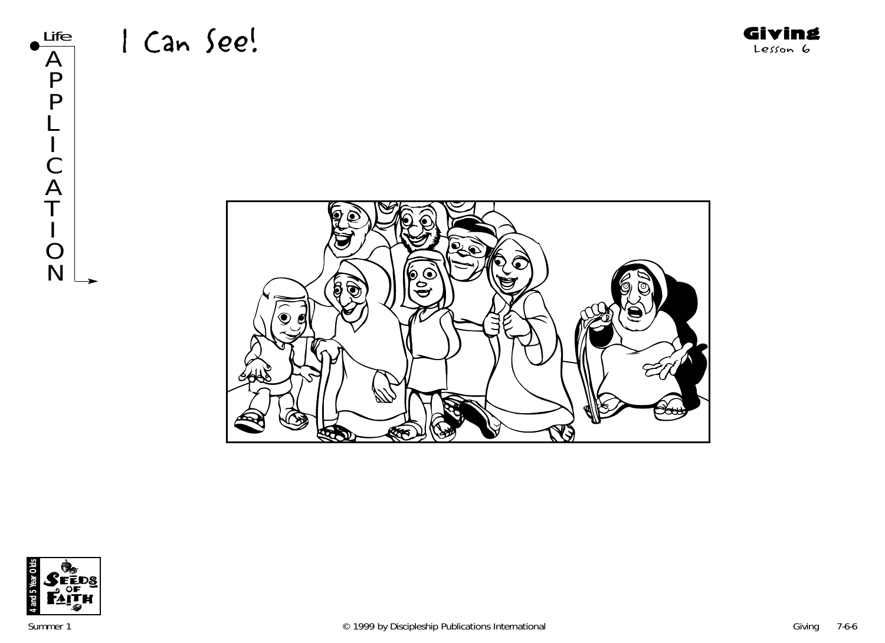# I Can See!

Life APPLICATION

Giving
Lesson 6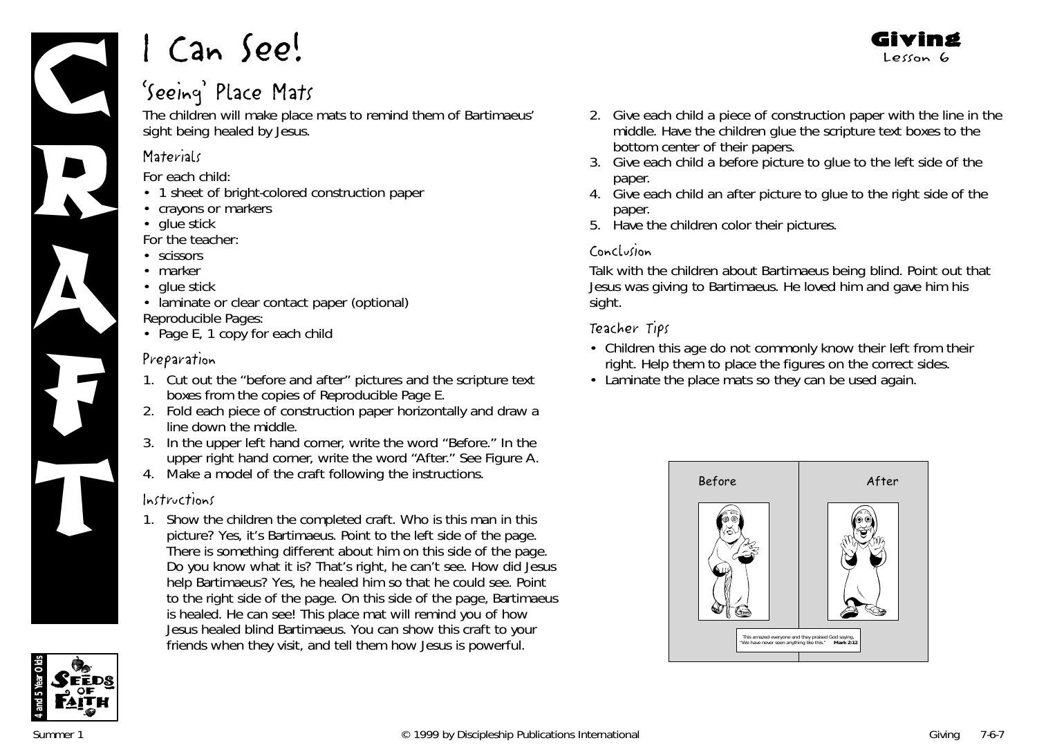# I Can See!

**Giving**
Lesson 6

## 'Seeing' Place Mats

The children will make place mats to remind them of Bartimaeus' sight being healed by Jesus.

### Materials

For each child:

- 1 sheet of bright-colored construction paper
- crayons or markers
- glue stick

For the teacher:

- scissors
- marker
- glue stick
- laminate or clear contact paper (optional)

Reproducible Pages:

- Page E, 1 copy for each child

### Preparation

1. Cut out the "before and after" pictures and the scripture text boxes from the copies of Reproducible Page E.
2. Fold each piece of construction paper horizontally and draw a line down the middle.
3. In the upper left hand corner, write the word "Before." In the upper right hand corner, write the word "After." See Figure A.
4. Make a model of the craft following the instructions.

### Instructions

1. Show the children the completed craft. Who is this man in this picture? Yes, it's Bartimaeus. Point to the left side of the page. There is something different about him on this side of the page. Do you know what it is? That's right, he can't see. How did Jesus help Bartimaeus? Yes, he healed him so that he could see. Point to the right side of the page. On this side of the page, Bartimaeus is healed. He can see! This place mat will remind you of how Jesus healed blind Bartimaeus. You can show this craft to your friends when they visit, and tell them how Jesus is powerful.
2. Give each child a piece of construction paper with the line in the middle. Have the children glue the scripture text boxes to the bottom center of their papers.
3. Give each child a before picture to glue to the left side of the paper.
4. Give each child an after picture to glue to the right side of the paper.
5. Have the children color their pictures.

### Conclusion

Talk with the children about Bartimaeus being blind. Point out that Jesus was giving to Bartimaeus. He loved him and gave him his sight.

### Teacher Tips

- Children this age do not commonly know their left from their right. Help them to place the figures on the correct sides.
- Laminate the place mats so they can be used again.

Before After

This amazed everyone and they praised God saying, "We have never seen anything like this." **Mark 2:12**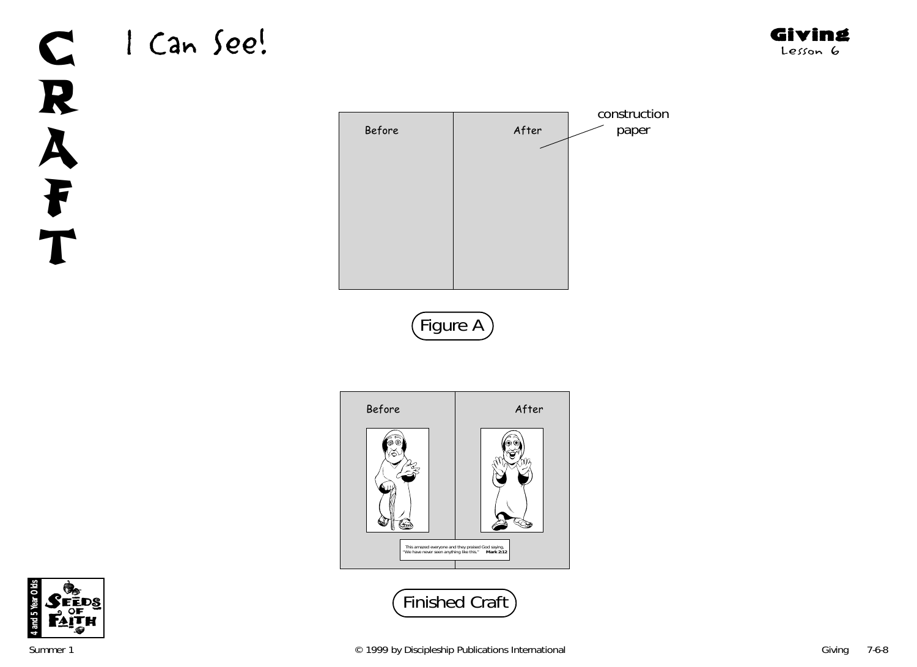# CRAFT

## I Can See!

**Giving**
Lesson 6

Before | After

construction paper

Figure A

Before | After

"This amazed everyone and they praised God saying, "We have never seen anything like this." **Mark 2:12**

Finished Craft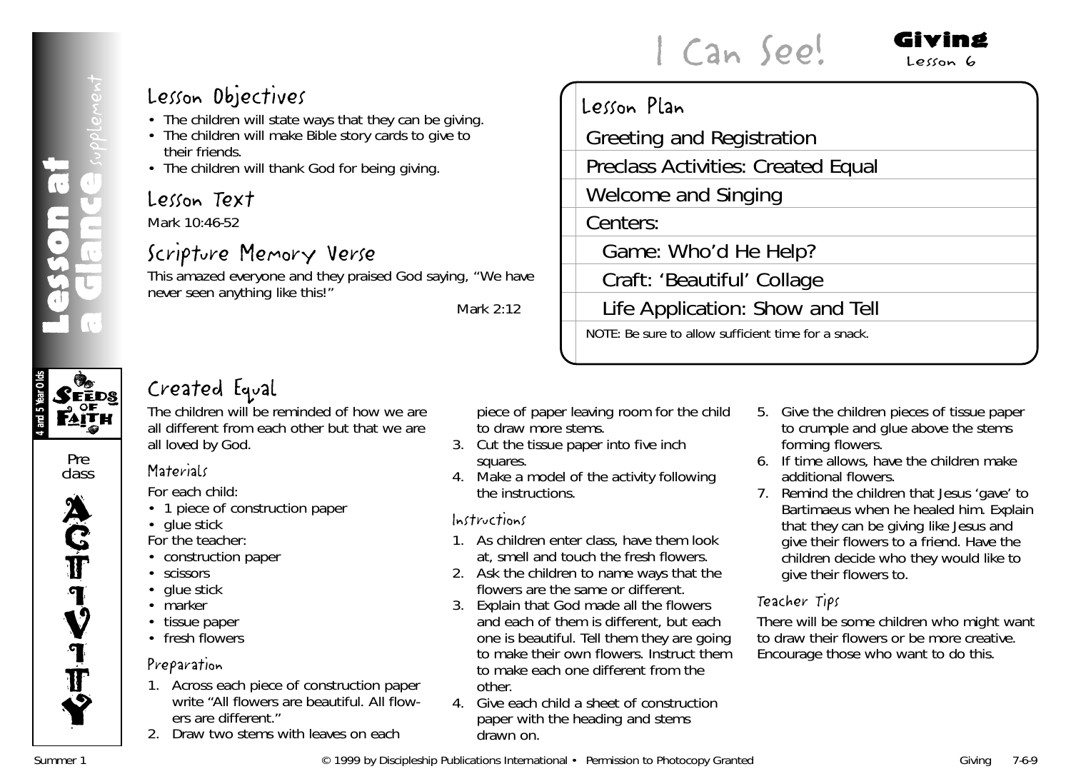# I Can See!

**Giving**
Lesson 6

Lesson at a Glance *supplement*

## Lesson Objectives

- The children will state ways that they can be giving.
- The children will make Bible story cards to give to their friends.
- The children will thank God for being giving.

## Lesson Text

Mark 10:46-52

## Scripture Memory Verse

This amazed everyone and they praised God saying, "We have never seen anything like this!"

Mark 2:12

## Lesson Plan

- Greeting and Registration
- Preclass Activities: Created Equal
- Welcome and Singing
- Centers:
  - Game: Who'd He Help?
  - Craft: 'Beautiful' Collage
  - Life Application: Show and Tell

NOTE: Be sure to allow sufficient time for a snack.

4 and 5 Year Olds — Seeds of Faith

Preclass ACTIVITY

## Created Equal

The children will be reminded of how we are all different from each other but that we are all loved by God.

### Materials

For each child:
- 1 piece of construction paper
- glue stick

For the teacher:
- construction paper
- scissors
- glue stick
- marker
- tissue paper
- fresh flowers

### Preparation

1. Across each piece of construction paper write "All flowers are beautiful. All flowers are different."
2. Draw two stems with leaves on each piece of paper leaving room for the child to draw more stems.
3. Cut the tissue paper into five inch squares.
4. Make a model of the activity following the instructions.

### Instructions

1. As children enter class, have them look at, smell and touch the fresh flowers.
2. Ask the children to name ways that the flowers are the same or different.
3. Explain that God made all the flowers and each of them is different, but each one is beautiful. Tell them they are going to make their own flowers. Instruct them to make each one different from the other.
4. Give each child a sheet of construction paper with the heading and stems drawn on.
5. Give the children pieces of tissue paper to crumple and glue above the stems forming flowers.
6. If time allows, have the children make additional flowers.
7. Remind the children that Jesus 'gave' to Bartimaeus when he healed him. Explain that they can be giving like Jesus and give their flowers to a friend. Have the children decide who they would like to give their flowers to.

### Teacher Tips

There will be some children who might want to draw their flowers or be more creative. Encourage those who want to do this.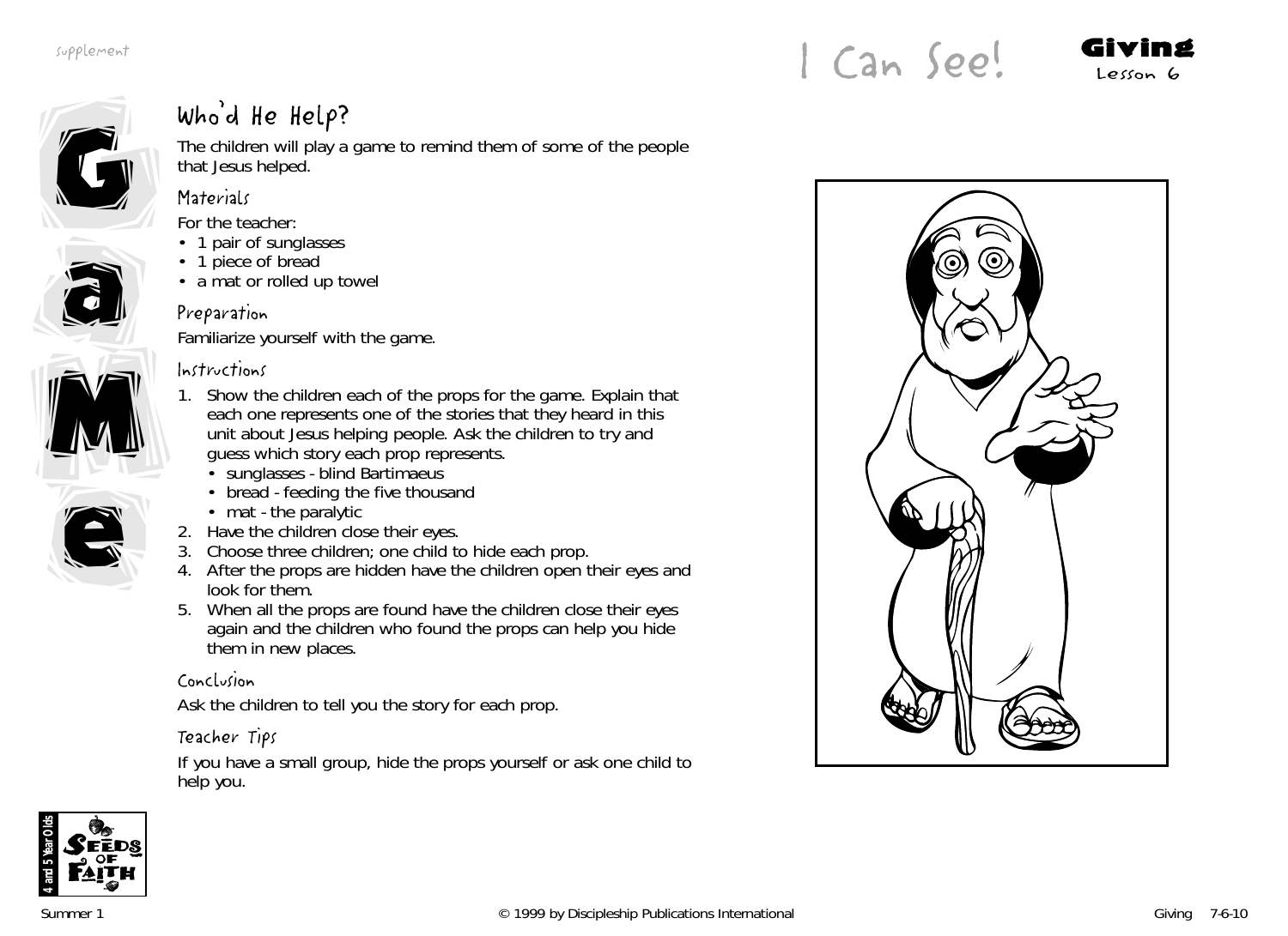# I Can See!

**Giving**
Lesson 6

## Who'd He Help?

The children will play a game to remind them of some of the people that Jesus helped.

### Materials

For the teacher:

- 1 pair of sunglasses
- 1 piece of bread
- a mat or rolled up towel

### Preparation

Familiarize yourself with the game.

### Instructions

1. Show the children each of the props for the game. Explain that each one represents one of the stories that they heard in this unit about Jesus helping people. Ask the children to try and guess which story each prop represents.
   - sunglasses - blind Bartimaeus
   - bread - feeding the five thousand
   - mat - the paralytic
2. Have the children close their eyes.
3. Choose three children; one child to hide each prop.
4. After the props are hidden have the children open their eyes and look for them.
5. When all the props are found have the children close their eyes again and the children who found the props can help you hide them in new places.

### Conclusion

Ask the children to tell you the story for each prop.

### Teacher Tips

If you have a small group, hide the props yourself or ask one child to help you.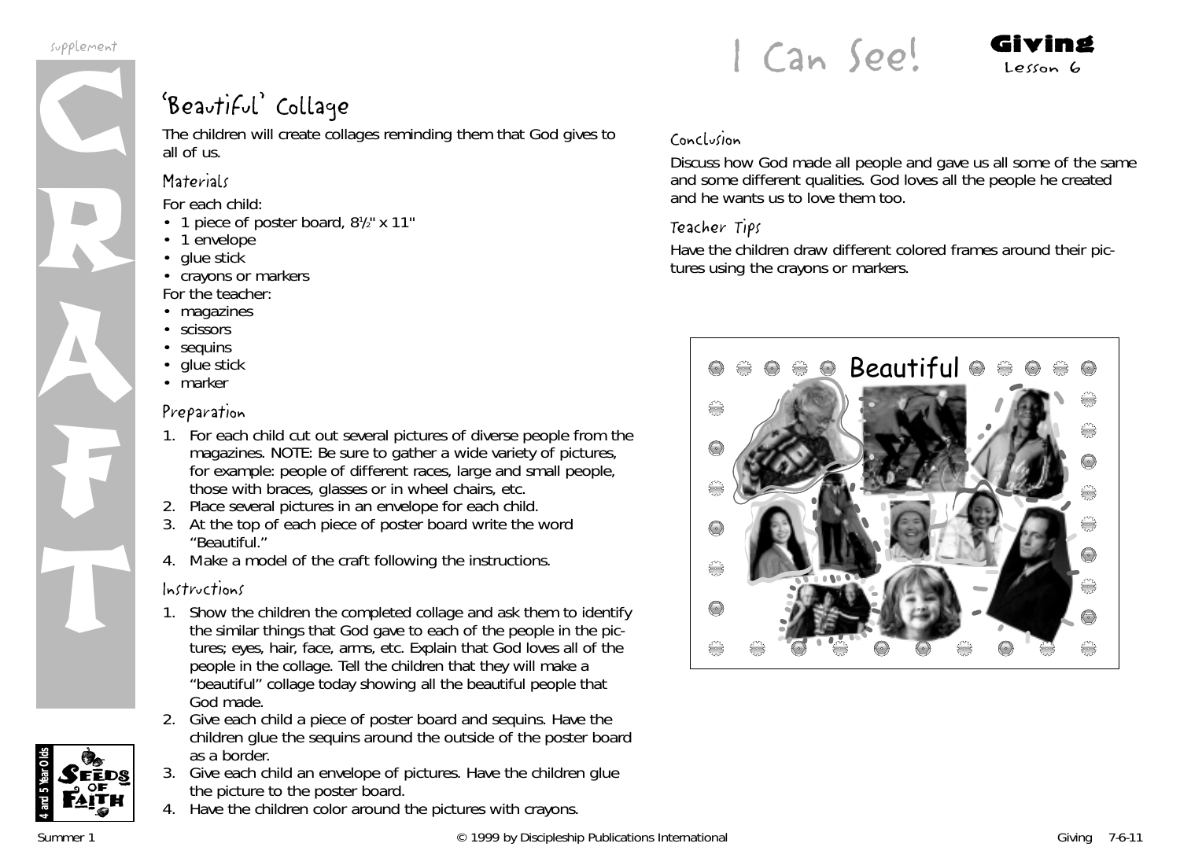# I Can See!

**Giving**
Lesson 6

## 'Beautiful' Collage

The children will create collages reminding them that God gives to all of us.

### Materials

For each child:
- 1 piece of poster board, 8½" x 11"
- 1 envelope
- glue stick
- crayons or markers

For the teacher:
- magazines
- scissors
- sequins
- glue stick
- marker

### Preparation

1. For each child cut out several pictures of diverse people from the magazines. NOTE: Be sure to gather a wide variety of pictures, for example: people of different races, large and small people, those with braces, glasses or in wheel chairs, etc.
2. Place several pictures in an envelope for each child.
3. At the top of each piece of poster board write the word "Beautiful."
4. Make a model of the craft following the instructions.

### Instructions

1. Show the children the completed collage and ask them to identify the similar things that God gave to each of the people in the pictures; eyes, hair, face, arms, etc. Explain that God loves all of the people in the collage. Tell the children that they will make a "beautiful" collage today showing all the beautiful people that God made.
2. Give each child a piece of poster board and sequins. Have the children glue the sequins around the outside of the poster board as a border.
3. Give each child an envelope of pictures. Have the children glue the picture to the poster board.
4. Have the children color around the pictures with crayons.

### Conclusion

Discuss how God made all people and gave us all some of the same and some different qualities. God loves all the people he created and he wants us to love them too.

### Teacher Tips

Have the children draw different colored frames around their pictures using the crayons or markers.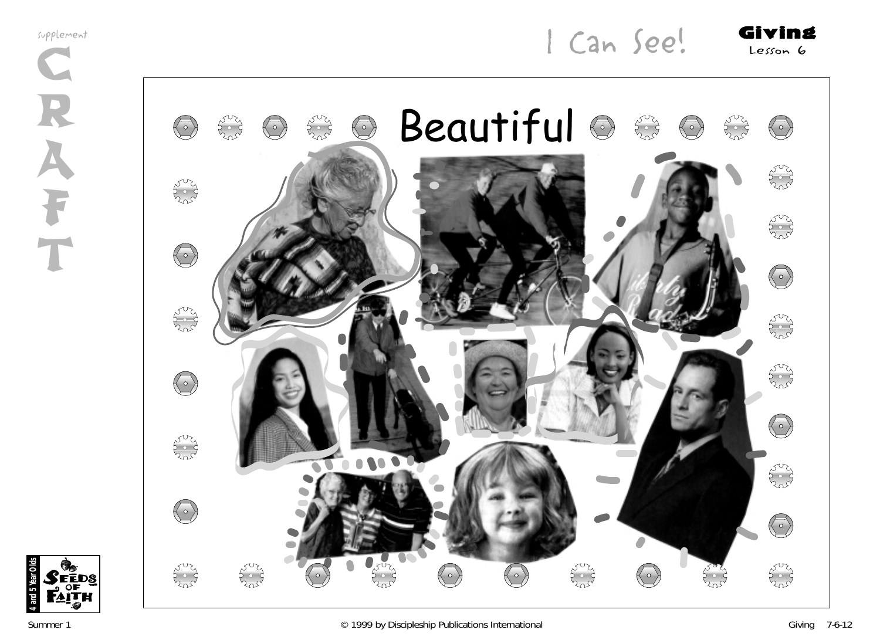supplement

CRAFT

# I Can See!

**Giving**
Lesson 6

Beautiful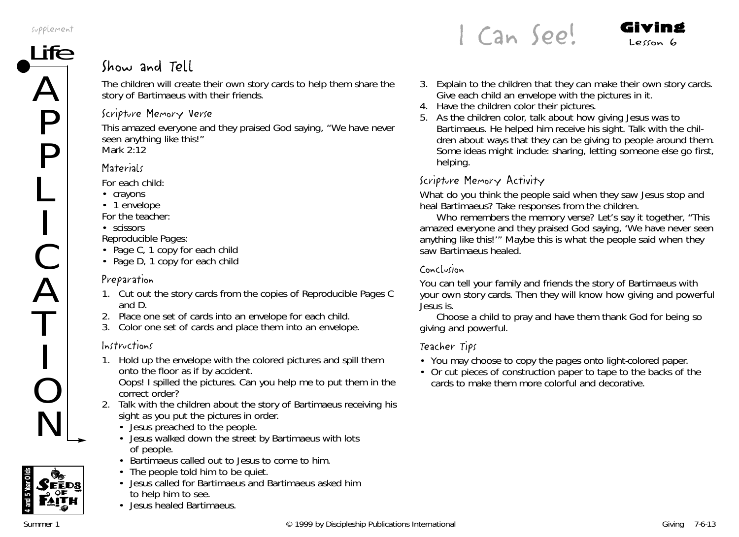# I Can See!

**Giving**
Lesson 6

## Show and Tell

The children will create their own story cards to help them share the story of Bartimaeus with their friends.

### Scripture Memory Verse

This amazed everyone and they praised God saying, "We have never seen anything like this!"
Mark 2:12

### Materials

For each child:

- crayons
- 1 envelope

For the teacher:

- scissors

Reproducible Pages:

- Page C, 1 copy for each child
- Page D, 1 copy for each child

### Preparation

1. Cut out the story cards from the copies of Reproducible Pages C and D.
2. Place one set of cards into an envelope for each child.
3. Color one set of cards and place them into an envelope.

### Instructions

1. Hold up the envelope with the colored pictures and spill them onto the floor as if by accident.
   Oops! I spilled the pictures. Can you help me to put them in the correct order?
2. Talk with the children about the story of Bartimaeus receiving his sight as you put the pictures in order.
   - Jesus preached to the people.
   - Jesus walked down the street by Bartimaeus with lots of people.
   - Bartimaeus called out to Jesus to come to him.
   - The people told him to be quiet.
   - Jesus called for Bartimaeus and Bartimaeus asked him to help him to see.
   - Jesus healed Bartimaeus.
3. Explain to the children that they can make their own story cards. Give each child an envelope with the pictures in it.
4. Have the children color their pictures.
5. As the children color, talk about how giving Jesus was to Bartimaeus. He helped him receive his sight. Talk with the children about ways that they can be giving to people around them. Some ideas might include: sharing, letting someone else go first, helping.

### Scripture Memory Activity

What do you think the people said when they saw Jesus stop and heal Bartimaeus? Take responses from the children.

Who remembers the memory verse? Let's say it together, "This amazed everyone and they praised God saying, 'We have never seen anything like this!'" Maybe this is what the people said when they saw Bartimaeus healed.

### Conclusion

You can tell your family and friends the story of Bartimaeus with your own story cards. Then they will know how giving and powerful Jesus is.

Choose a child to pray and have them thank God for being so giving and powerful.

### Teacher Tips

- You may choose to copy the pages onto light-colored paper.
- Or cut pieces of construction paper to tape to the backs of the cards to make them more colorful and decorative.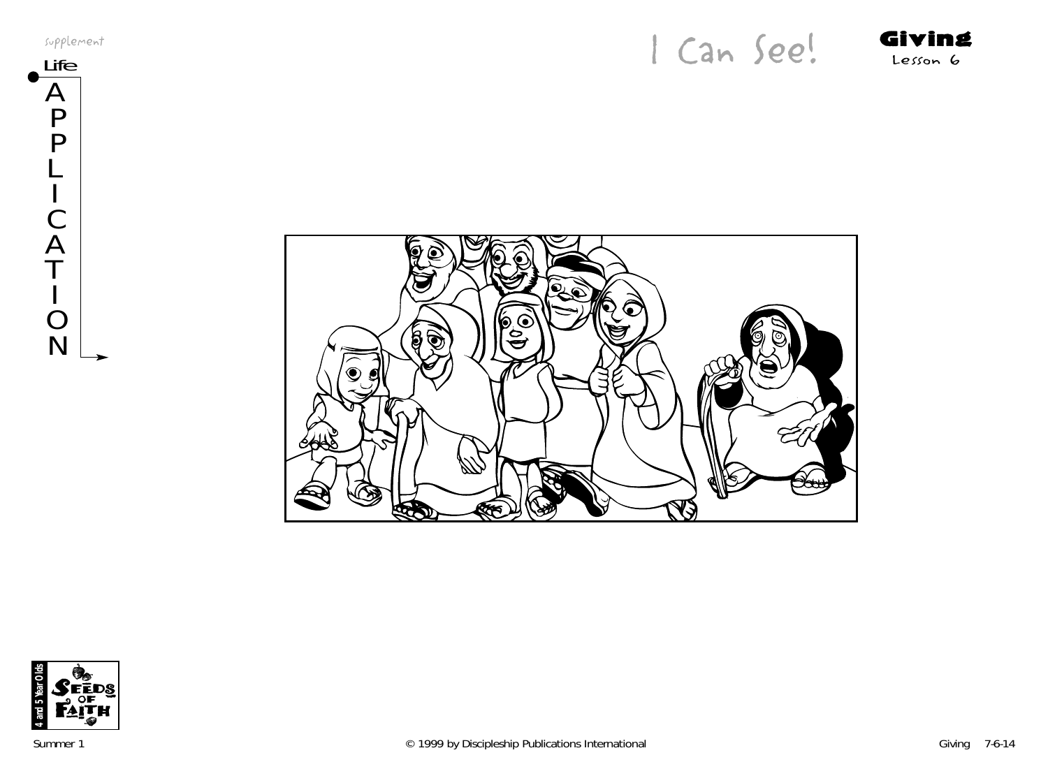supplement

**Life APPLICATION**

# I Can See!

**Giving**
Lesson 6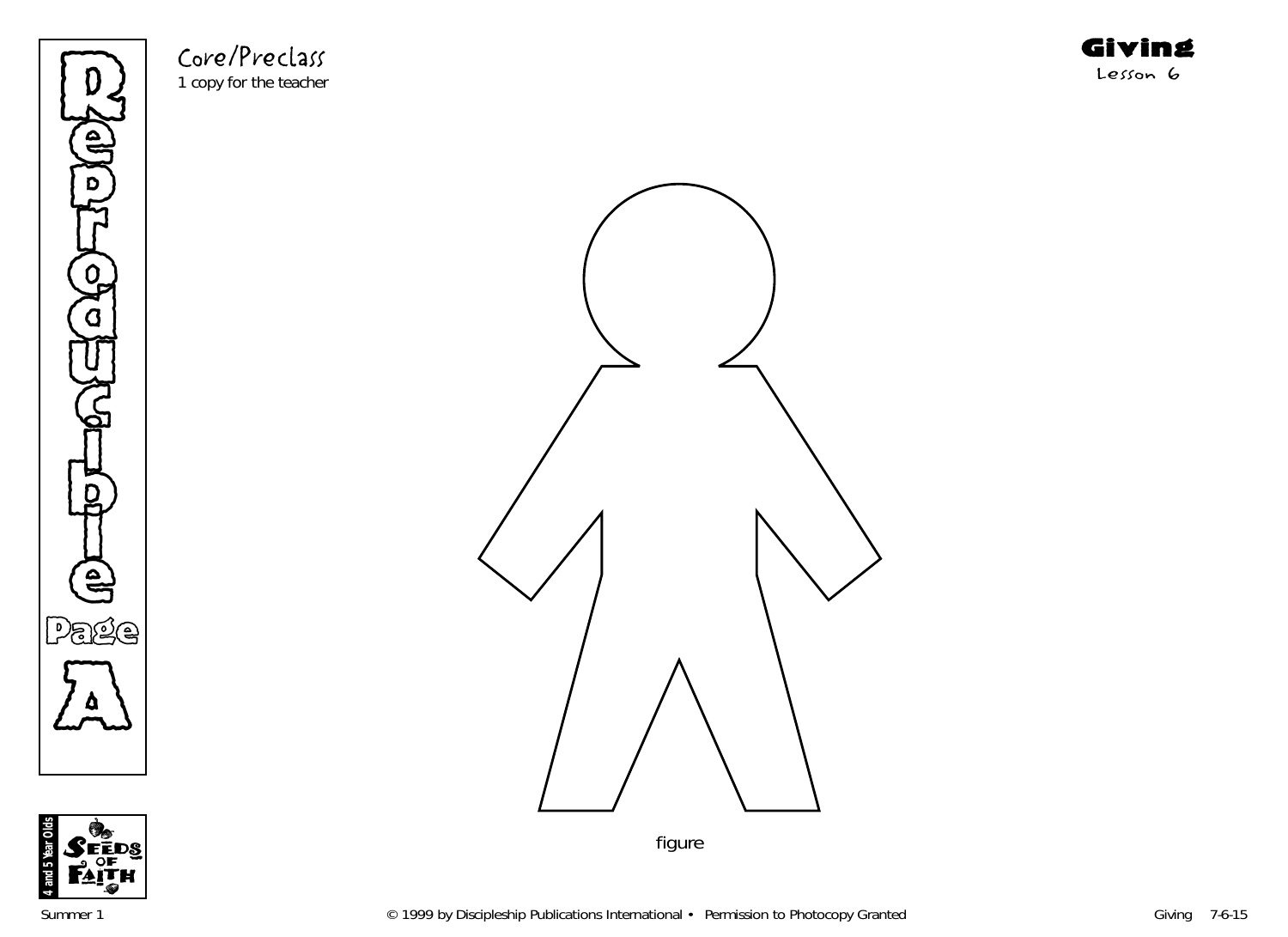Core/Preclass
1 copy for the teacher

**Giving**
Lesson 6

Reproducible Page A

figure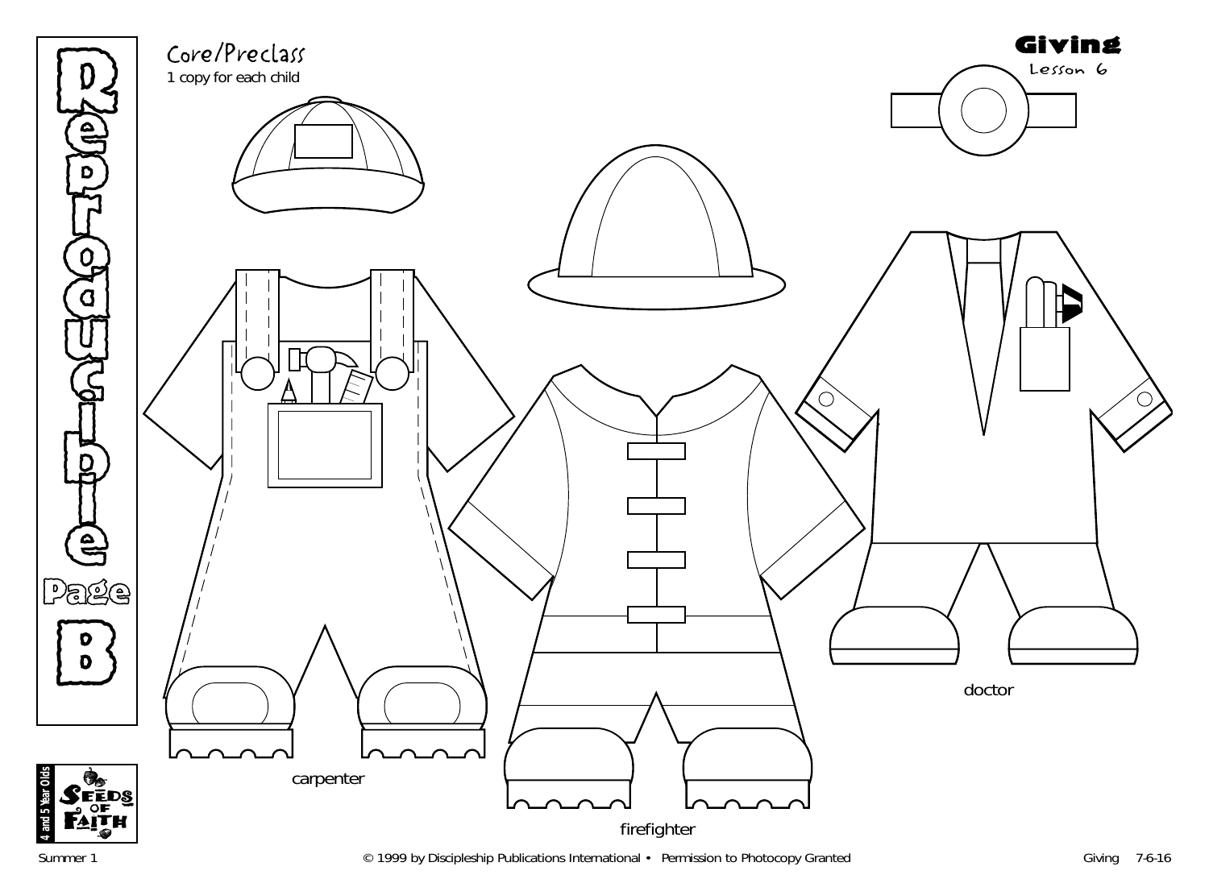# Reproducible Page B

## Core/Preclass

1 copy for each child

**Giving**
Lesson 6

carpenter

firefighter

doctor

4 and 5 Year Olds — Seeds of Faith

Summer 1 — © 1999 by Discipleship Publications International • Permission to Photocopy Granted — Giving 7-6-16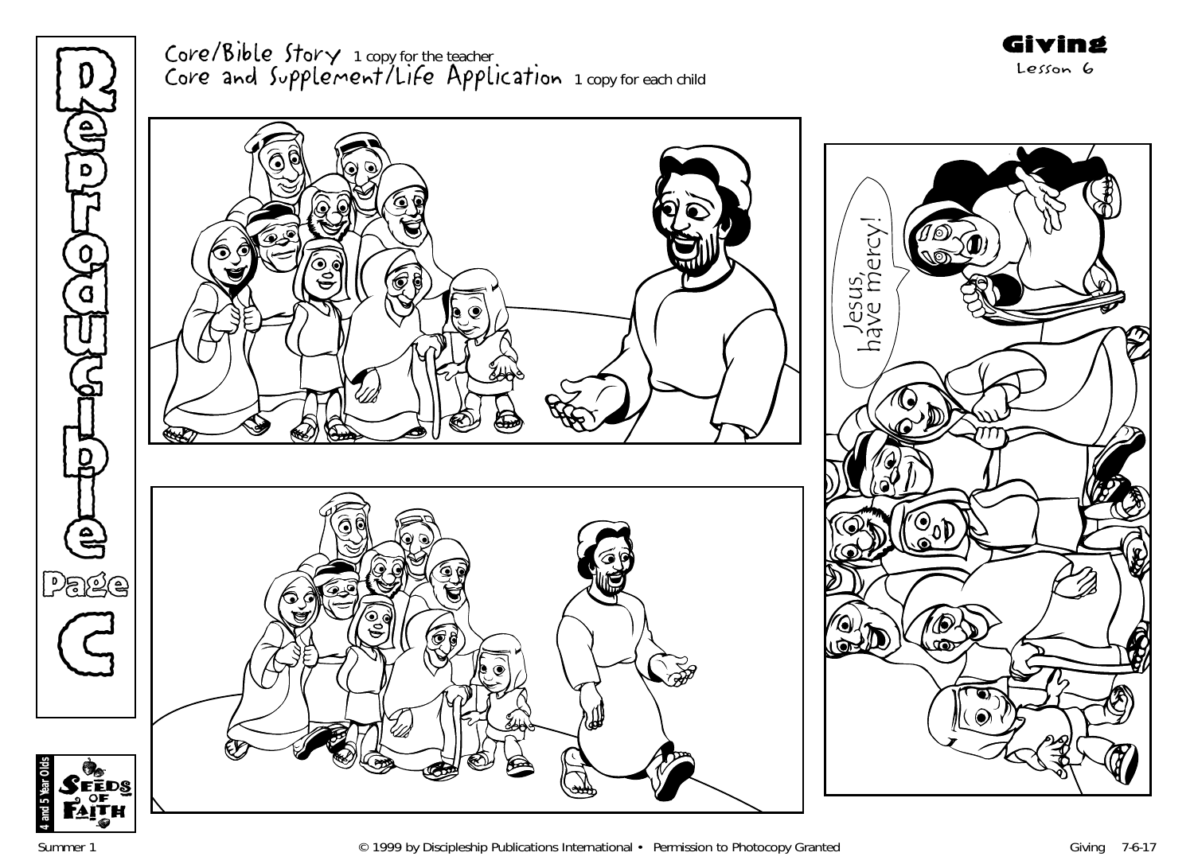# Reproducible Page C

Core/Bible Story 1 copy for the teacher
Core and Supplement/Life Application 1 copy for each child

**Giving**
Lesson 6

Jesus, have mercy!

4 and 5 Year Olds
Seeds of Faith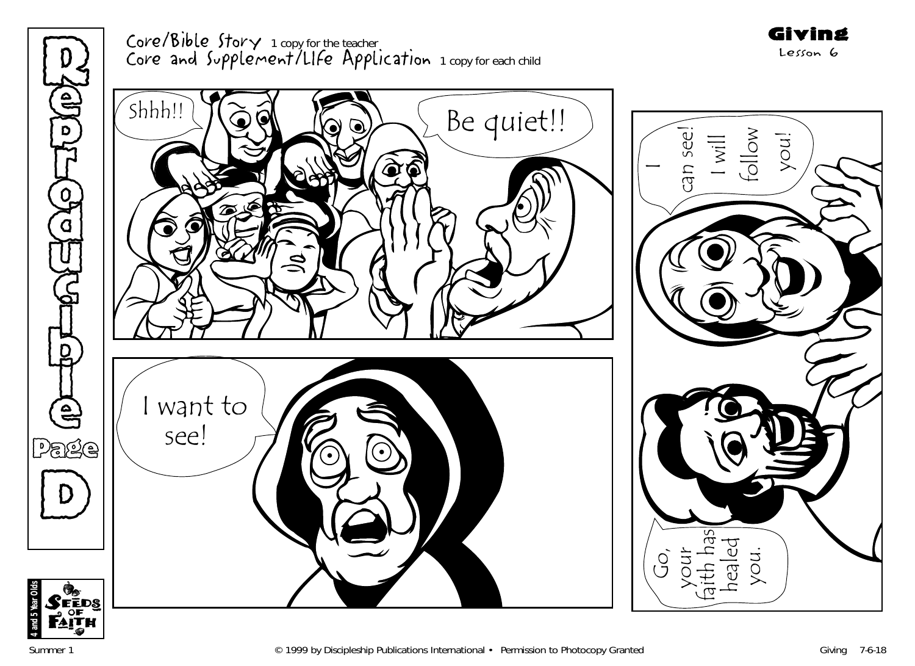# Reproducible Page D

Core/Bible Story 1 copy for the teacher
Core and Supplement/Life Application 1 copy for each child

**Giving**
Lesson 6

Shhh!!

Be quiet!!

I want to see!

I can see! I will follow you!

Go, your faith has healed you.

4 and 5 Year Olds
Seeds of Faith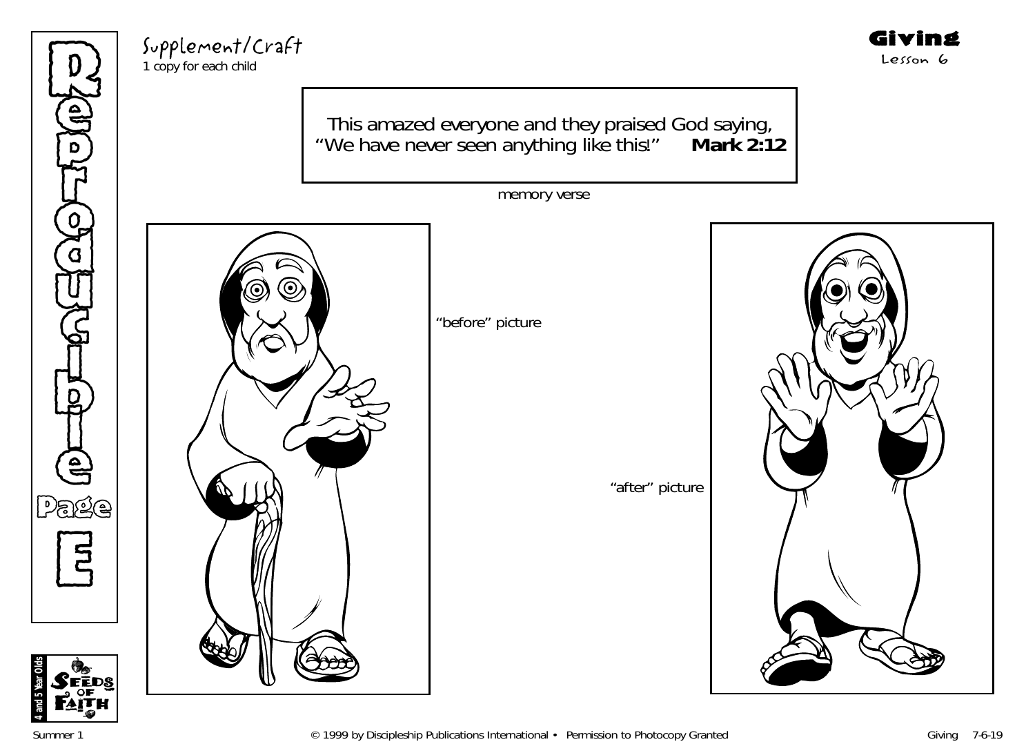Supplement/Craft
1 copy for each child

**Giving**
Lesson 6

**Reproducible Page E**

This amazed everyone and they praised God saying,
"We have never seen anything like this!" **Mark 2:12**

memory verse

"before" picture

"after" picture